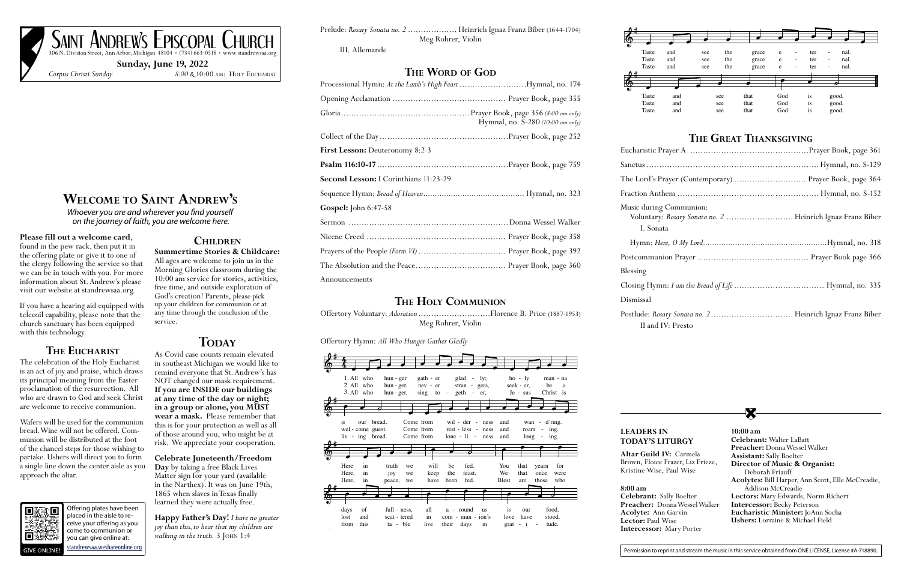# Saint Andrew's Episcopal Church

306 N. Division Street, Ann Arbor, Michigan 48104 • (734) 663-0518 • www.standrewsaa.org

**Sunday, June 19, 2022**

*Corpus Christi Sunday* — *8:00* & 10:00 am: Holy Eucharist

## Welcome to Saint Andrew's

*Whoever you are and wherever you find yourself on the journey of faith, you are welcome here.*

**Please fill out a welcome card**, found in the pew rack, then put it in the offering plate or give it to one of the clergy following the service so that we can be in touch with you. For more information about St. Andrew's please visit our website at standrewsaa.org.

If you have a hearing aid equipped with telecoil capability, please note that the church sanctuary has been equipped with this technology.

### The Eucharist

The celebration of the Holy Eucharist is an act of joy and praise, which draws its principal meaning from the Easter proclamation of the resurrection. All who are drawn to God and seek Christ are welcome to receive communion.

Wafers will be used for the communion bread. Wine will not be offered. Communion will be distributed at the foot of the chancel steps for those wishing to partake. Ushers will direct you to form a single line down the center aisle as you approach the altar.

Offering plates have been placed in the aisle to receive your offering as you come to communion or you can give online at: standrewsaa.weshareonline.org

GIVE ONLINE!

### Children

**Summertime Stories & Childcare:** All ages are welcome to join us in the Morning Glories classroom during the 10:00 am service for stories, activities, free time, and outside exploration of God's creation! Parents, please pick up your children for communion or at any time through the conclusion of the service.

### Today

As Covid case counts remain elevated in southeast Michigan we would like to remind everyone that St. Andrew's has NOT changed our mask requirement. **If you are INSIDE our buildings at any time of the day or night; in a group or alone, you MUST wear a mask.** Please remember that this is for your protection as well as all of those around you, who might be at risk. We appreciate your cooperation.

**Celebrate Juneteenth/Freedom Day** by taking a free Black Lives Matter sign for your yard (available in the Narthex). It was on June 19th, 1865 when slaves in Texas finally learned they were actually free.

**Happy Father's Day!** *I have no greater joy than this, to hear that my children are walking in the truth.* 3 John 1:4

Prelude: *Rosary Sonata no. 2* .................. Heinrich Ignaz Franz Biber (1644-1704)
Meg Rohrer, Violin
III. Allemande

## The Word of God

Processional Hymn: *At the Lamb's High Feast* .......................... Hymnal, no. 174

Opening Acclamation ............................................ Prayer Book, page 355

Gloria.................................................. Prayer Book, page 356 *(8:00 am only)*
Hymnal, no. S-280 *(10:00 am only)*

Collect of the Day.................................................. Prayer Book, page 252

**First Lesson:** Deuteronomy 8:2-3

**Psalm 116:10-17**.................................................... Prayer Book, page 759

**Second Lesson:** I Corinthians 11:23-29

Sequence Hymn: *Bread of Heaven*............................................ Hymnal, no. 323

**Gospel:** John 6:47-58

Sermon .............................................................. Donna Wessel Walker

Nicene Creed ...................................................... Prayer Book, page 358

Prayers of the People *(Form VI)* .................................. Prayer Book, page 392

The Absolution and the Peace................................... Prayer Book, page 360

Announcements

## The Holy Communion

Offertory Voluntary: *Adoration* ............................Florence B. Price (1887-1953)
Meg Rohrer, Violin

Offertory Hymn: *All Who Hunger Gather Gladly*

1. All who hunger gather gladly; holy manna is our bread. Come from wilderness and wandering. Here in truth we will be fed. You that yearn for days of fullness, all around us is our food. Taste and see the grace eternal. Taste and see that God is good.
2. All who hunger, never strangers, seeker, be a welcome guest. Come from restlessness and roaming. Here in joy we keep the feast. We that once were lost and scattered in communion's love have stood. Taste and see the grace eternal. Taste and see that God is good.
3. All who hunger, sing together; Jesus Christ is living bread. Come from loneliness and longing. Here in peace we have been fed. Blest are those who from this table live their days in gratitude. Taste and see the grace eternal. Taste and see that God is good.

## The Great Thanksgiving

Eucharistic Prayer A ..............................................Prayer Book, page 361

Sanctus .................................................................. Hymnal, no. S-129

The Lord's Prayer (Contemporary) ............................ Prayer Book, page 364

Fraction Anthem ....................................................... Hymnal, no. S-152

Music during Communion:
Voluntary: *Rosary Sonata no. 2* .......................... Heinrich Ignaz Franz Biber
I. Sonata

Hymn: *Here, O My Lord*...................................................Hymnal, no. 318

Postcommunion Prayer ........................................... Prayer Book page 366

Blessing

Closing Hymn: *I am the Bread of Life* ................................... Hymnal, no. 335

Dismissal

Postlude: *Rosary Sonata no. 2* ................................ Heinrich Ignaz Franz Biber
II and IV: Presto

### Leaders in Today's Liturgy

**Altar Guild IV:** Carmela Brown, Floice Frazer, Liz Frieze, Kristine Wise, Paul Wise

**8:00 am**
**Celebrant:** Sally Boelter
**Preacher:** Donna Wessel Walker
**Acolyte:** Ann Garvin
**Lector:** Paul Wise
**Intercessor:** Mary Porter

**10:00 am**
**Celebrant:** Walter LaBatt
**Preacher:** Donna Wessel Walker
**Assistant:** Sally Boelter
**Director of Music & Organist:** Deborah Friauff
**Acolytes:** Bill Harper, Ann Scott, Elle McCreadie, Addison McCreadie
**Lectors:** Mary Edwards, Norm Richert
**Intercessor:** Becky Peterson
**Eucharistic Minister:** JoAnn Socha
**Ushers:** Lorraine & Michael Field

Permission to reprint and stream the music in this service obtained from ONE LICENSE, License #A-718890.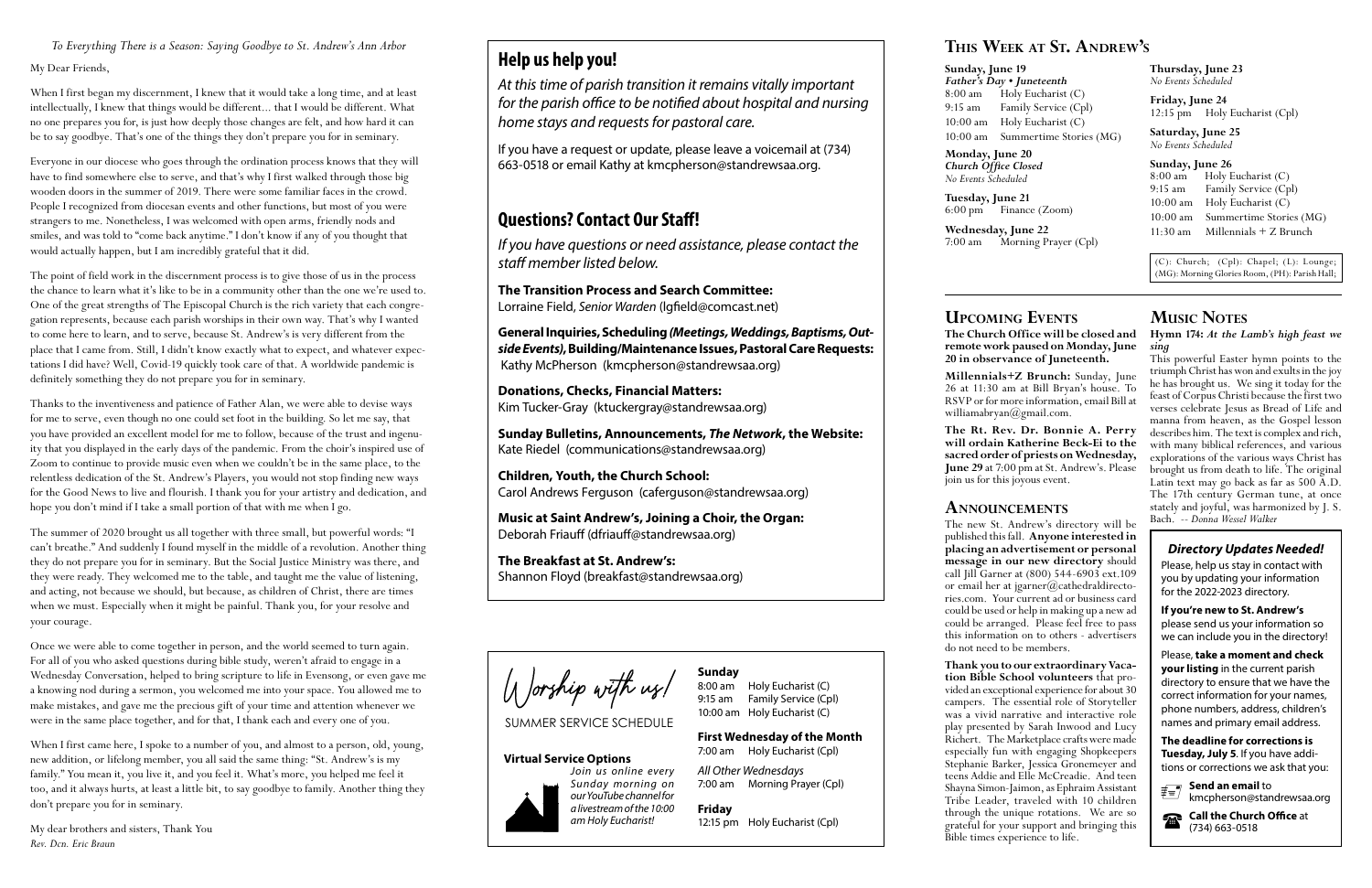*To Everything There is a Season: Saying Goodbye to St. Andrew's Ann Arbor*

My Dear Friends,

When I first began my discernment, I knew that it would take a long time, and at least intellectually, I knew that things would be different... that I would be different. What no one prepares you for, is just how deeply those changes are felt, and how hard it can be to say goodbye. That's one of the things they don't prepare you for in seminary.

Everyone in our diocese who goes through the ordination process knows that they will have to find somewhere else to serve, and that's why I first walked through those big wooden doors in the summer of 2019. There were some familiar faces in the crowd. People I recognized from diocesan events and other functions, but most of you were strangers to me. Nonetheless, I was welcomed with open arms, friendly nods and smiles, and was told to "come back anytime." I don't know if any of you thought that would actually happen, but I am incredibly grateful that it did.

The point of field work in the discernment process is to give those of us in the process the chance to learn what it's like to be in a community other than the one we're used to. One of the great strengths of The Episcopal Church is the rich variety that each congregation represents, because each parish worships in their own way. That's why I wanted to come here to learn, and to serve, because St. Andrew's is very different from the place that I came from. Still, I didn't know exactly what to expect, and whatever expectations I did have? Well, Covid-19 quickly took care of that. A worldwide pandemic is definitely something they do not prepare you for in seminary.

Thanks to the inventiveness and patience of Father Alan, we were able to devise ways for me to serve, even though no one could set foot in the building. So let me say, that you have provided an excellent model for me to follow, because of the trust and ingenuity that you displayed in the early days of the pandemic. From the choir's inspired use of Zoom to continue to provide music even when we couldn't be in the same place, to the relentless dedication of the St. Andrew's Players, you would not stop finding new ways for the Good News to live and flourish. I thank you for your artistry and dedication, and hope you don't mind if I take a small portion of that with me when I go.

The summer of 2020 brought us all together with three small, but powerful words: "I can't breathe." And suddenly I found myself in the middle of a revolution. Another thing they do not prepare you for in seminary. But the Social Justice Ministry was there, and they were ready. They welcomed me to the table, and taught me the value of listening, and acting, not because we should, but because, as children of Christ, there are times when we must. Especially when it might be painful. Thank you, for your resolve and your courage.

Once we were able to come together in person, and the world seemed to turn again. For all of you who asked questions during bible study, weren't afraid to engage in a Wednesday Conversation, helped to bring scripture to life in Evensong, or even gave me a knowing nod during a sermon, you welcomed me into your space. You allowed me to make mistakes, and gave me the precious gift of your time and attention whenever we were in the same place together, and for that, I thank each and every one of you.

When I first came here, I spoke to a number of you, and almost to a person, old, young, new addition, or lifelong member, you all said the same thing: "St. Andrew's is my family." You mean it, you live it, and you feel it. What's more, you helped me feel it too, and it always hurts, at least a little bit, to say goodbye to family. Another thing they don't prepare you for in seminary.

My dear brothers and sisters, Thank You
*Rev. Dcn. Eric Braun*

## Help us help you!

*At this time of parish transition it remains vitally important for the parish office to be notified about hospital and nursing home stays and requests for pastoral care.*

If you have a request or update, please leave a voicemail at (734) 663-0518 or email Kathy at kmcpherson@standrewsaa.org.

## Questions? Contact Our Staff!

*If you have questions or need assistance, please contact the staff member listed below.*

**The Transition Process and Search Committee:**
Lorraine Field, *Senior Warden* (lgfield@comcast.net)

**General Inquiries, Scheduling *(Meetings, Weddings, Baptisms, Outside Events)*, Building/Maintenance Issues, Pastoral Care Requests:**
Kathy McPherson (kmcpherson@standrewsaa.org)

**Donations, Checks, Financial Matters:**
Kim Tucker-Gray (ktuckergray@standrewsaa.org)

**Sunday Bulletins, Announcements, *The Network*, the Website:**
Kate Riedel (communications@standrewsaa.org)

**Children, Youth, the Church School:**
Carol Andrews Ferguson (caferguson@standrewsaa.org)

**Music at Saint Andrew's, Joining a Choir, the Organ:**
Deborah Friauff (dfriauff@standrewsaa.org)

**The Breakfast at St. Andrew's:**
Shannon Floyd (breakfast@standrewsaa.org)

## Worship with us!

SUMMER SERVICE SCHEDULE

**Virtual Service Options**
*Join us online every Sunday morning on our YouTube channel for a livestream of the 10:00 am Holy Eucharist!*

**Sunday**
8:00 am Holy Eucharist (C)
9:15 am Family Service (Cpl)
10:00 am Holy Eucharist (C)

**First Wednesday of the Month**
7:00 am Holy Eucharist (Cpl)

*All Other Wednesdays*
7:00 am Morning Prayer (Cpl)

**Friday**
12:15 pm Holy Eucharist (Cpl)

## This Week at St. Andrew's

**Sunday, June 19**
*Father's Day • Juneteenth*
8:00 am Holy Eucharist (C)
9:15 am Family Service (Cpl)
10:00 am Holy Eucharist (C)
10:00 am Summertime Stories (MG)

**Monday, June 20**
*Church Office Closed*
*No Events Scheduled*

**Tuesday, June 21**
6:00 pm Finance (Zoom)

**Wednesday, June 22**
7:00 am Morning Prayer (Cpl)

**Thursday, June 23**
*No Events Scheduled*

**Friday, June 24**
12:15 pm Holy Eucharist (Cpl)

**Saturday, June 25**
*No Events Scheduled*

**Sunday, June 26**
8:00 am Holy Eucharist (C)
9:15 am Family Service (Cpl)
10:00 am Holy Eucharist (C)
10:00 am Summertime Stories (MG)
11:30 am Millennials + Z Brunch

(C): Church; (Cpl): Chapel; (L): Lounge; (MG): Morning Glories Room, (PH): Parish Hall;

## Upcoming Events

**The Church Office will be closed and remote work paused on Monday, June 20 in observance of Juneteenth.**

**Millennials+Z Brunch:** Sunday, June 26 at 11:30 am at Bill Bryan's house. To RSVP or for more information, email Bill at williamabryan@gmail.com.

**The Rt. Rev. Dr. Bonnie A. Perry will ordain Katherine Beck-Ei to the sacred order of priests on Wednesday, June 29** at 7:00 pm at St. Andrew's. Please join us for this joyous event.

## Announcements

The new St. Andrew's directory will be published this fall. **Anyone interested in placing an advertisement or personal message in our new directory** should call Jill Garner at (800) 544-6903 ext.109 or email her at jgarner@cathedraldirectories.com. Your current ad or business card could be used or help in making up a new ad could be arranged. Please feel free to pass this information on to others - advertisers do not need to be members.

**Thank you to our extraordinary Vacation Bible School volunteers** that provided an exceptional experience for about 30 campers. The essential role of Storyteller was a vivid narrative and interactive role play presented by Sarah Inwood and Lucy Richert. The Marketplace crafts were made especially fun with engaging Shopkeepers Stephanie Barker, Jessica Gronemeyer and teens Addie and Elle McCreadie. And teen Shayna Simon-Jaimon, as Ephraim Assistant Tribe Leader, traveled with 10 children through the unique rotations. We are so grateful for your support and bringing this Bible times experience to life.

## Music Notes

**Hymn 174: *At the Lamb's high feast we sing***

This powerful Easter hymn points to the triumph Christ has won and exults in the joy he has brought us. We sing it today for the feast of Corpus Christi because the first two verses celebrate Jesus as Bread of Life and manna from heaven, as the Gospel lesson describes him. The text is complex and rich, with many biblical references, and various explorations of the various ways Christ has brought us from death to life. The original Latin text may go back as far as 500 A.D. The 17th century German tune, at once stately and joyful, was harmonized by J. S. Bach. *-- Donna Wessel Walker*

### *Directory Updates Needed!*

Please, help us stay in contact with you by updating your information for the 2022-2023 directory.

**If you're new to St. Andrew's** please send us your information so we can include you in the directory!

Please, **take a moment and check your listing** in the current parish directory to ensure that we have the correct information for your names, phone numbers, address, children's names and primary email address.

**The deadline for corrections is Tuesday, July 5**. If you have additions or corrections we ask that you:

**Send an email** to kmcpherson@standrewsaa.org

**Call the Church Office** at (734) 663-0518